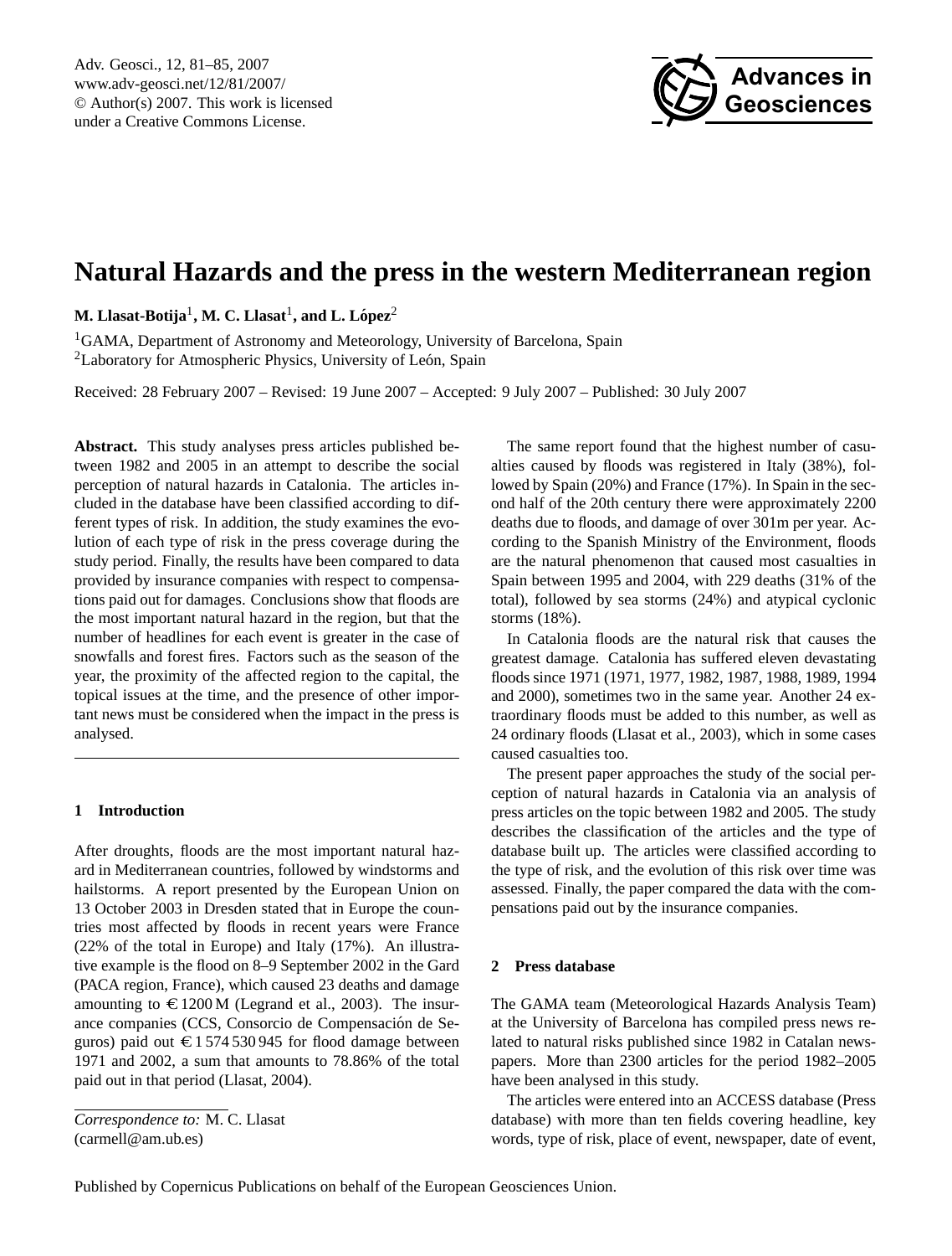# Natural Hazards and the press in the western Mediterranean region

**M. Llasat-Botija**[1], **M. C. Llasat**[1], **and L. López**[2]

[1]GAMA, Department of Astronomy and Meteorology, University of Barcelona, Spain
[2]Laboratory for Atmospheric Physics, University of León, Spain

Received: 28 February 2007 – Revised: 19 June 2007 – Accepted: 9 July 2007 – Published: 30 July 2007

**Abstract.** This study analyses press articles published between 1982 and 2005 in an attempt to describe the social perception of natural hazards in Catalonia. The articles included in the database have been classified according to different types of risk. In addition, the study examines the evolution of each type of risk in the press coverage during the study period. Finally, the results have been compared to data provided by insurance companies with respect to compensations paid out for damages. Conclusions show that floods are the most important natural hazard in the region, but that the number of headlines for each event is greater in the case of snowfalls and forest fires. Factors such as the season of the year, the proximity of the affected region to the capital, the topical issues at the time, and the presence of other important news must be considered when the impact in the press is analysed.

## 1 Introduction

After droughts, floods are the most important natural hazard in Mediterranean countries, followed by windstorms and hailstorms. A report presented by the European Union on 13 October 2003 in Dresden stated that in Europe the countries most affected by floods in recent years were France (22% of the total in Europe) and Italy (17%). An illustrative example is the flood on 8–9 September 2002 in the Gard (PACA region, France), which caused 23 deaths and damage amounting to €1200 M (Legrand et al., 2003). The insurance companies (CCS, Consorcio de Compensación de Seguros) paid out €1 574 530 945 for flood damage between 1971 and 2002, a sum that amounts to 78.86% of the total paid out in that period (Llasat, 2004).

The same report found that the highest number of casualties caused by floods was registered in Italy (38%), followed by Spain (20%) and France (17%). In Spain in the second half of the 20th century there were approximately 2200 deaths due to floods, and damage of over 301m per year. According to the Spanish Ministry of the Environment, floods are the natural phenomenon that caused most casualties in Spain between 1995 and 2004, with 229 deaths (31% of the total), followed by sea storms (24%) and atypical cyclonic storms (18%).

In Catalonia floods are the natural risk that causes the greatest damage. Catalonia has suffered eleven devastating floods since 1971 (1971, 1977, 1982, 1987, 1988, 1989, 1994 and 2000), sometimes two in the same year. Another 24 extraordinary floods must be added to this number, as well as 24 ordinary floods (Llasat et al., 2003), which in some cases caused casualties too.

The present paper approaches the study of the social perception of natural hazards in Catalonia via an analysis of press articles on the topic between 1982 and 2005. The study describes the classification of the articles and the type of database built up. The articles were classified according to the type of risk, and the evolution of this risk over time was assessed. Finally, the paper compared the data with the compensations paid out by the insurance companies.

## 2 Press database

The GAMA team (Meteorological Hazards Analysis Team) at the University of Barcelona has compiled press news related to natural risks published since 1982 in Catalan newspapers. More than 2300 articles for the period 1982–2005 have been analysed in this study.

The articles were entered into an ACCESS database (Press database) with more than ten fields covering headline, key words, type of risk, place of event, newspaper, date of event,

*Correspondence to:* M. C. Llasat
(carmell@am.ub.es)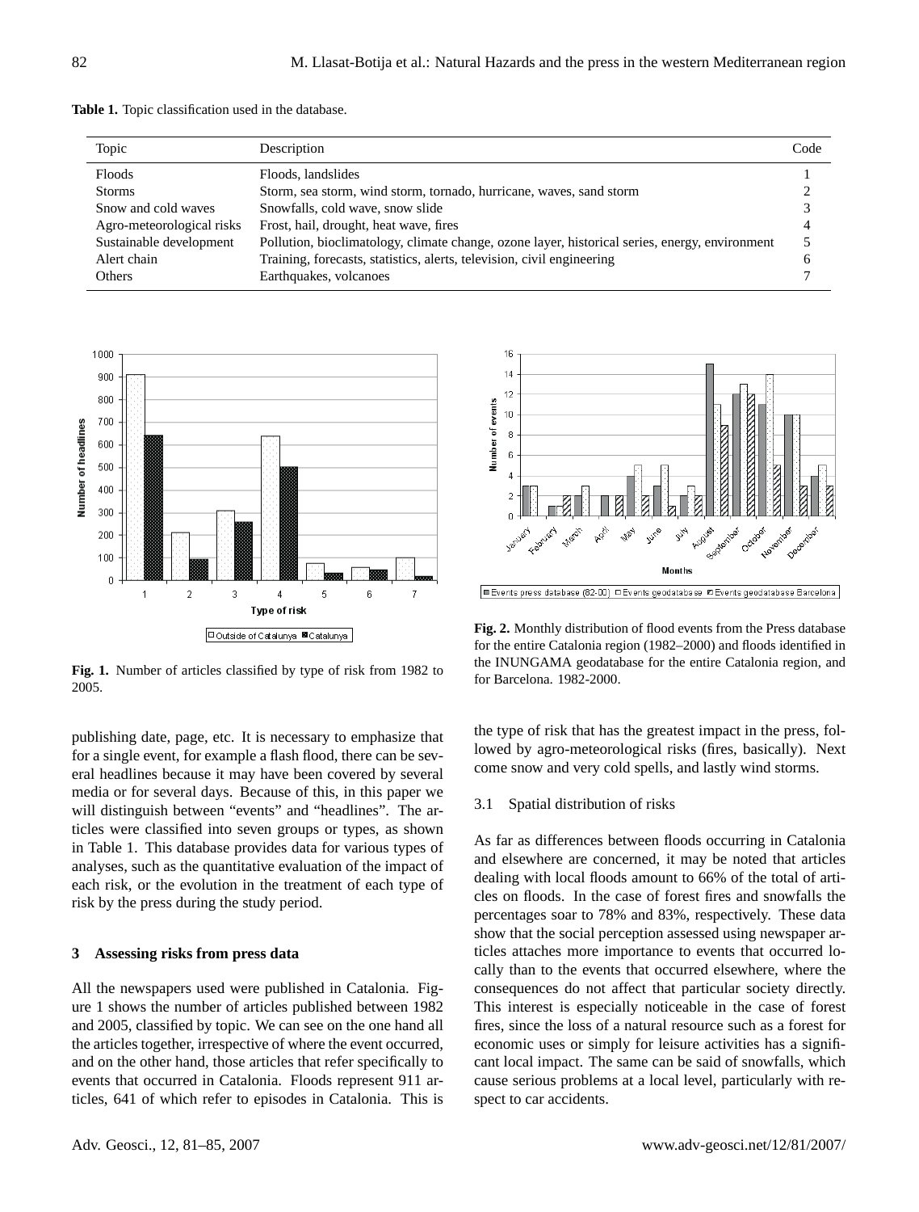**Table 1.** Topic classification used in the database.

| Topic | Description | Code |
|---|---|---|
| Floods | Floods, landslides | 1 |
| Storms | Storm, sea storm, wind storm, tornado, hurricane, waves, sand storm | 2 |
| Snow and cold waves | Snowfalls, cold wave, snow slide | 3 |
| Agro-meteorological risks | Frost, hail, drought, heat wave, fires | 4 |
| Sustainable development | Pollution, bioclimatology, climate change, ozone layer, historical series, energy, environment | 5 |
| Alert chain | Training, forecasts, statistics, alerts, television, civil engineering | 6 |
| Others | Earthquakes, volcanoes | 7 |

**Fig. 1.** Number of articles classified by type of risk from 1982 to 2005.

**Fig. 2.** Monthly distribution of flood events from the Press database for the entire Catalonia region (1982–2000) and floods identified in the INUNGAMA geodatabase for the entire Catalonia region, and for Barcelona. 1982-2000.

publishing date, page, etc. It is necessary to emphasize that for a single event, for example a flash flood, there can be several headlines because it may have been covered by several media or for several days. Because of this, in this paper we will distinguish between "events" and "headlines". The articles were classified into seven groups or types, as shown in Table 1. This database provides data for various types of analyses, such as the quantitative evaluation of the impact of each risk, or the evolution in the treatment of each type of risk by the press during the study period.

## 3 Assessing risks from press data

All the newspapers used were published in Catalonia. Figure 1 shows the number of articles published between 1982 and 2005, classified by topic. We can see on the one hand all the articles together, irrespective of where the event occurred, and on the other hand, those articles that refer specifically to events that occurred in Catalonia. Floods represent 911 articles, 641 of which refer to episodes in Catalonia. This is the type of risk that has the greatest impact in the press, followed by agro-meteorological risks (fires, basically). Next come snow and very cold spells, and lastly wind storms.

### 3.1 Spatial distribution of risks

As far as differences between floods occurring in Catalonia and elsewhere are concerned, it may be noted that articles dealing with local floods amount to 66% of the total of articles on floods. In the case of forest fires and snowfalls the percentages soar to 78% and 83%, respectively. These data show that the social perception assessed using newspaper articles attaches more importance to events that occurred locally than to the events that occurred elsewhere, where the consequences do not affect that particular society directly. This interest is especially noticeable in the case of forest fires, since the loss of a natural resource such as a forest for economic uses or simply for leisure activities has a significant local impact. The same can be said of snowfalls, which cause serious problems at a local level, particularly with respect to car accidents.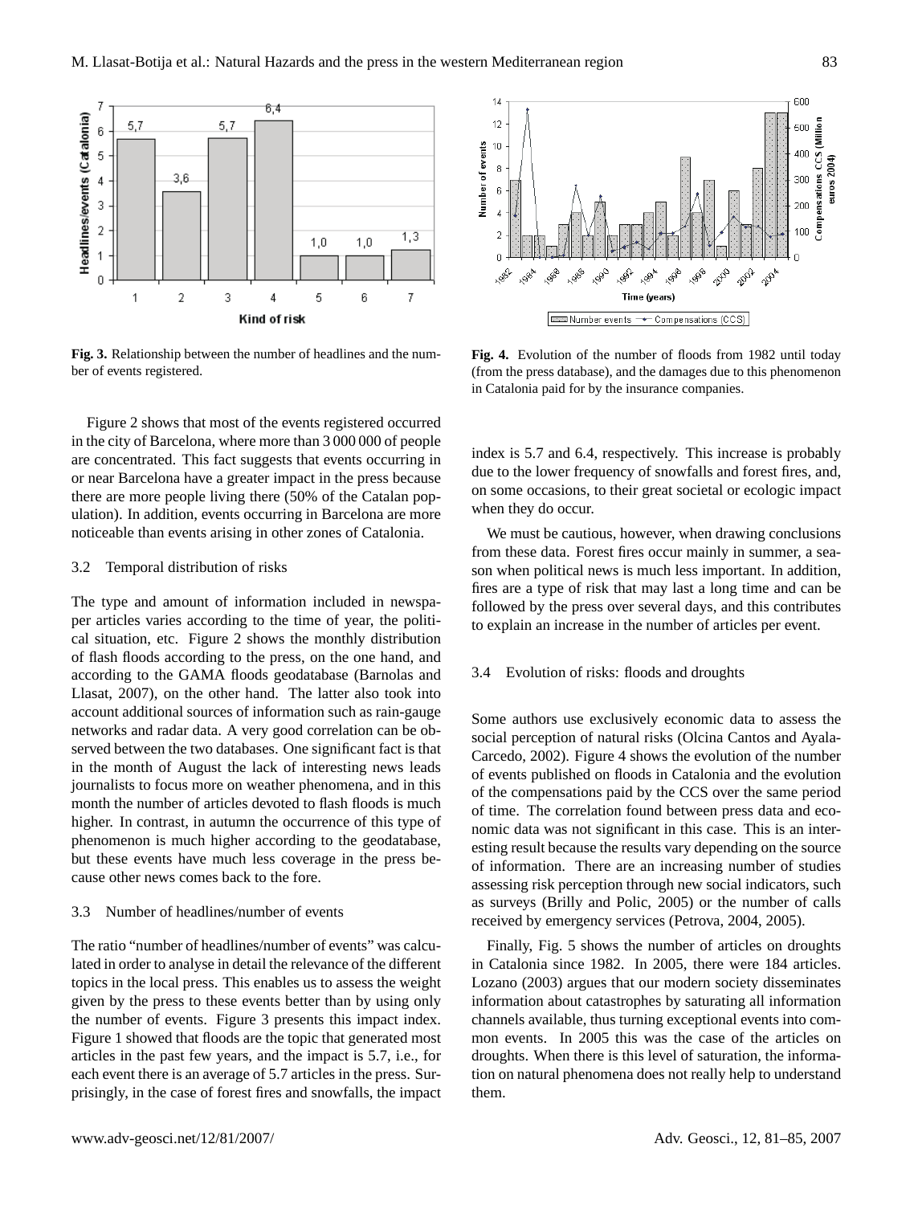**Fig. 3.** Relationship between the number of headlines and the number of events registered.

**Fig. 4.** Evolution of the number of floods from 1982 until today (from the press database), and the damages due to this phenomenon in Catalonia paid for by the insurance companies.

Figure 2 shows that most of the events registered occurred in the city of Barcelona, where more than 3 000 000 of people are concentrated. This fact suggests that events occurring in or near Barcelona have a greater impact in the press because there are more people living there (50% of the Catalan population). In addition, events occurring in Barcelona are more noticeable than events arising in other zones of Catalonia.

### 3.2 Temporal distribution of risks

The type and amount of information included in newspaper articles varies according to the time of year, the political situation, etc. Figure 2 shows the monthly distribution of flash floods according to the press, on the one hand, and according to the GAMA floods geodatabase (Barnolas and Llasat, 2007), on the other hand. The latter also took into account additional sources of information such as rain-gauge networks and radar data. A very good correlation can be observed between the two databases. One significant fact is that in the month of August the lack of interesting news leads journalists to focus more on weather phenomena, and in this month the number of articles devoted to flash floods is much higher. In contrast, in autumn the occurrence of this type of phenomenon is much higher according to the geodatabase, but these events have much less coverage in the press because other news comes back to the fore.

### 3.3 Number of headlines/number of events

The ratio "number of headlines/number of events" was calculated in order to analyse in detail the relevance of the different topics in the local press. This enables us to assess the weight given by the press to these events better than by using only the number of events. Figure 3 presents this impact index. Figure 1 showed that floods are the topic that generated most articles in the past few years, and the impact is 5.7, i.e., for each event there is an average of 5.7 articles in the press. Surprisingly, in the case of forest fires and snowfalls, the impact index is 5.7 and 6.4, respectively. This increase is probably due to the lower frequency of snowfalls and forest fires, and, on some occasions, to their great societal or ecologic impact when they do occur.

We must be cautious, however, when drawing conclusions from these data. Forest fires occur mainly in summer, a season when political news is much less important. In addition, fires are a type of risk that may last a long time and can be followed by the press over several days, and this contributes to explain an increase in the number of articles per event.

### 3.4 Evolution of risks: floods and droughts

Some authors use exclusively economic data to assess the social perception of natural risks (Olcina Cantos and Ayala-Carcedo, 2002). Figure 4 shows the evolution of the number of events published on floods in Catalonia and the evolution of the compensations paid by the CCS over the same period of time. The correlation found between press data and economic data was not significant in this case. This is an interesting result because the results vary depending on the source of information. There are an increasing number of studies assessing risk perception through new social indicators, such as surveys (Brilly and Polic, 2005) or the number of calls received by emergency services (Petrova, 2004, 2005).

Finally, Fig. 5 shows the number of articles on droughts in Catalonia since 1982. In 2005, there were 184 articles. Lozano (2003) argues that our modern society disseminates information about catastrophes by saturating all information channels available, thus turning exceptional events into common events. In 2005 this was the case of the articles on droughts. When there is this level of saturation, the information on natural phenomena does not really help to understand them.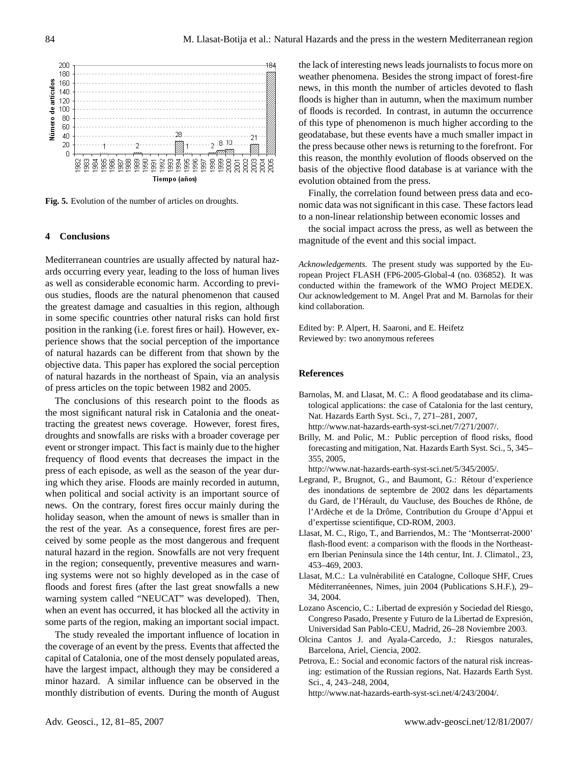Fig. 5. Evolution of the number of articles on droughts.

## 4 Conclusions

Mediterranean countries are usually affected by natural hazards occurring every year, leading to the loss of human lives as well as considerable economic harm. According to previous studies, floods are the natural phenomenon that caused the greatest damage and casualties in this region, although in some specific countries other natural risks can hold first position in the ranking (i.e. forest fires or hail). However, experience shows that the social perception of the importance of natural hazards can be different from that shown by the objective data. This paper has explored the social perception of natural hazards in the northeast of Spain, via an analysis of press articles on the topic between 1982 and 2005.

The conclusions of this research point to the floods as the most significant natural risk in Catalonia and the oneattracting the greatest news coverage. However, forest fires, droughts and snowfalls are risks with a broader coverage per event or stronger impact. This fact is mainly due to the higher frequency of flood events that decreases the impact in the press of each episode, as well as the season of the year during which they arise. Floods are mainly recorded in autumn, when political and social activity is an important source of news. On the contrary, forest fires occur mainly during the holiday season, when the amount of news is smaller than in the rest of the year. As a consequence, forest fires are perceived by some people as the most dangerous and frequent natural hazard in the region. Snowfalls are not very frequent in the region; consequently, preventive measures and warning systems were not so highly developed as in the case of floods and forest fires (after the last great snowfalls a new warning system called "NEUCAT" was developed). Then, when an event has occurred, it has blocked all the activity in some parts of the region, making an important social impact.

The study revealed the important influence of location in the coverage of an event by the press. Events that affected the capital of Catalonia, one of the most densely populated areas, have the largest impact, although they may be considered a minor hazard. A similar influence can be observed in the monthly distribution of events. During the month of August the lack of interesting news leads journalists to focus more on weather phenomena. Besides the strong impact of forest-fire news, in this month the number of articles devoted to flash floods is higher than in autumn, when the maximum number of floods is recorded. In contrast, in autumn the occurrence of this type of phenomenon is much higher according to the geodatabase, but these events have a much smaller impact in the press because other news is returning to the forefront. For this reason, the monthly evolution of floods observed on the basis of the objective flood database is at variance with the evolution obtained from the press.

Finally, the correlation found between press data and economic data was not significant in this case. These factors lead to a non-linear relationship between economic losses and

the social impact across the press, as well as between the magnitude of the event and this social impact.

*Acknowledgements.* The present study was supported by the European Project FLASH (FP6-2005-Global-4 (no. 036852). It was conducted within the framework of the WMO Project MEDEX. Our acknowledgement to M. Angel Prat and M. Barnolas for their kind collaboration.

Edited by: P. Alpert, H. Saaroni, and E. Heifetz
Reviewed by: two anonymous referees

## References

Barnolas, M. and Llasat, M. C.: A flood geodatabase and its climatological applications: the case of Catalonia for the last century, Nat. Hazards Earth Syst. Sci., 7, 271–281, 2007, http://www.nat-hazards-earth-syst-sci.net/7/271/2007/.

Brilly, M. and Polic, M.: Public perception of flood risks, flood forecasting and mitigation, Nat. Hazards Earth Syst. Sci., 5, 345–355, 2005, http://www.nat-hazards-earth-syst-sci.net/5/345/2005/.

Legrand, P., Brugnot, G., and Baumont, G.: Rétour d'experience des inondations de septembre de 2002 dans les départaments du Gard, de l'Hérault, du Vaucluse, des Bouches de Rhône, de l'Ardèche et de la Drôme, Contribution du Groupe d'Appui et d'expertisse scientifique, CD-ROM, 2003.

Llasat, M. C., Rigo, T., and Barriendos, M.: The 'Montserrat-2000' flash-flood event: a comparison with the floods in the Northeastern Iberian Peninsula since the 14th centur, Int. J. Climatol., 23, 453–469, 2003.

Llasat, M.C.: La vulnérabilité en Catalogne, Colloque SHF, Crues Méditerranéennes, Nimes, juin 2004 (Publications S.H.F.), 29–34, 2004.

Lozano Ascencio, C.: Libertad de expresión y Sociedad del Riesgo, Congreso Pasado, Presente y Futuro de la Libertad de Expresión, Universidad San Pablo-CEU, Madrid, 26–28 Noviembre 2003.

Olcina Cantos J. and Ayala-Carcedo, J.: Riesgos naturales, Barcelona, Ariel, Ciencia, 2002.

Petrova, E.: Social and economic factors of the natural risk increasing: estimation of the Russian regions, Nat. Hazards Earth Syst. Sci., 4, 243–248, 2004, http://www.nat-hazards-earth-syst-sci.net/4/243/2004/.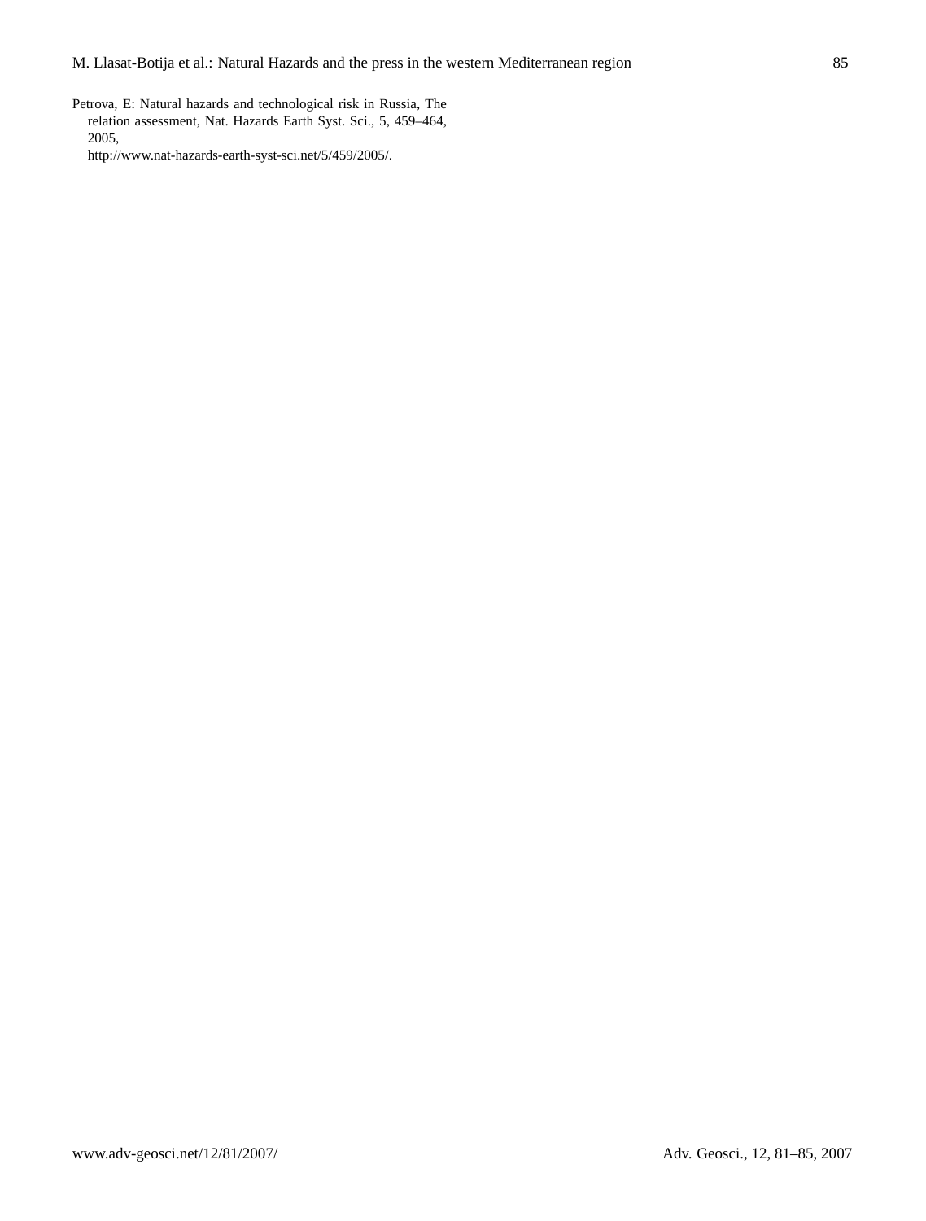Petrova, E: Natural hazards and technological risk in Russia, The relation assessment, Nat. Hazards Earth Syst. Sci., 5, 459–464, 2005, http://www.nat-hazards-earth-syst-sci.net/5/459/2005/.